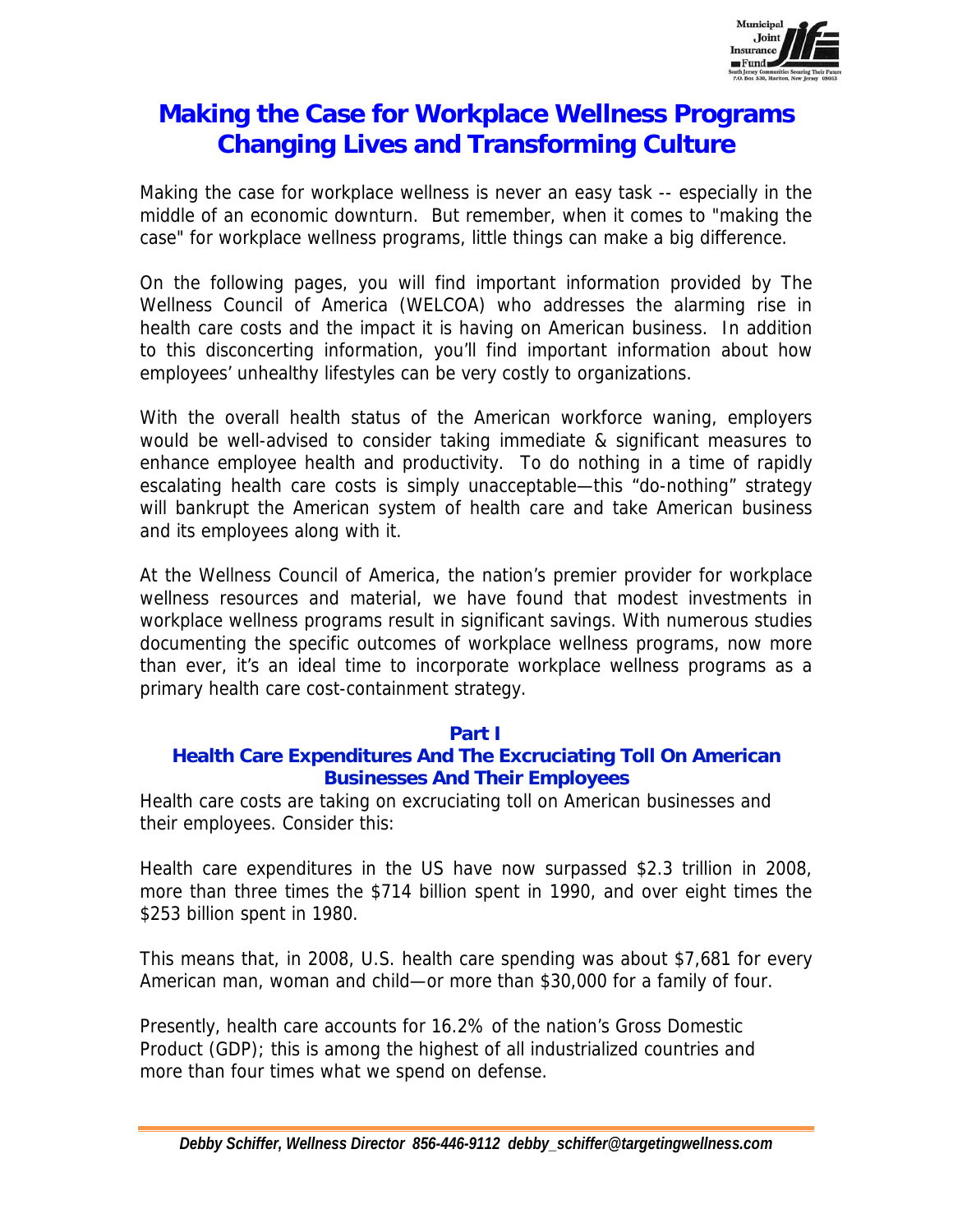# Making the Case for Workplace Wellness Programs Changing Lives and Transforming Culture

Making the case for workplace wellness is never an easy task -- especially in the middle of an economic downturn. But remember, when it comes to "making the case" for workplace wellness programs, little things can make a big difference.

On the following pages, you will find important information provided by The Wellness Council of America (WELCOA) who addresses the alarming rise in health care costs and the impact it is having on American business. In addition to this disconcerting information, you'll find important information about how employees' unhealthy lifestyles can be very costly to organizations.

With the overall health status of the American workforce waning, employers would be well-advised to consider taking immediate & significant measures to enhance employee health and productivity. To do nothing in a time of rapidly escalating health care costs is simply unacceptable—this "do-nothing" strategy will bankrupt the American system of health care and take American business and its employees along with it.

At the Wellness Council of America, the nation's premier provider for workplace wellness resources and material, we have found that modest investments in workplace wellness programs result in significant savings. With numerous studies documenting the specific outcomes of workplace wellness programs, now more than ever, it's an ideal time to incorporate workplace wellness programs as a primary health care cost-containment strategy.

## Part I
## Health Care Expenditures And The Excruciating Toll On American Businesses And Their Employees

Health care costs are taking on excruciating toll on American businesses and their employees. Consider this:

Health care expenditures in the US have now surpassed $2.3 trillion in 2008, more than three times the $714 billion spent in 1990, and over eight times the $253 billion spent in 1980.

This means that, in 2008, U.S. health care spending was about $7,681 for every American man, woman and child—or more than $30,000 for a family of four.

Presently, health care accounts for 16.2% of the nation's Gross Domestic Product (GDP); this is among the highest of all industrialized countries and more than four times what we spend on defense.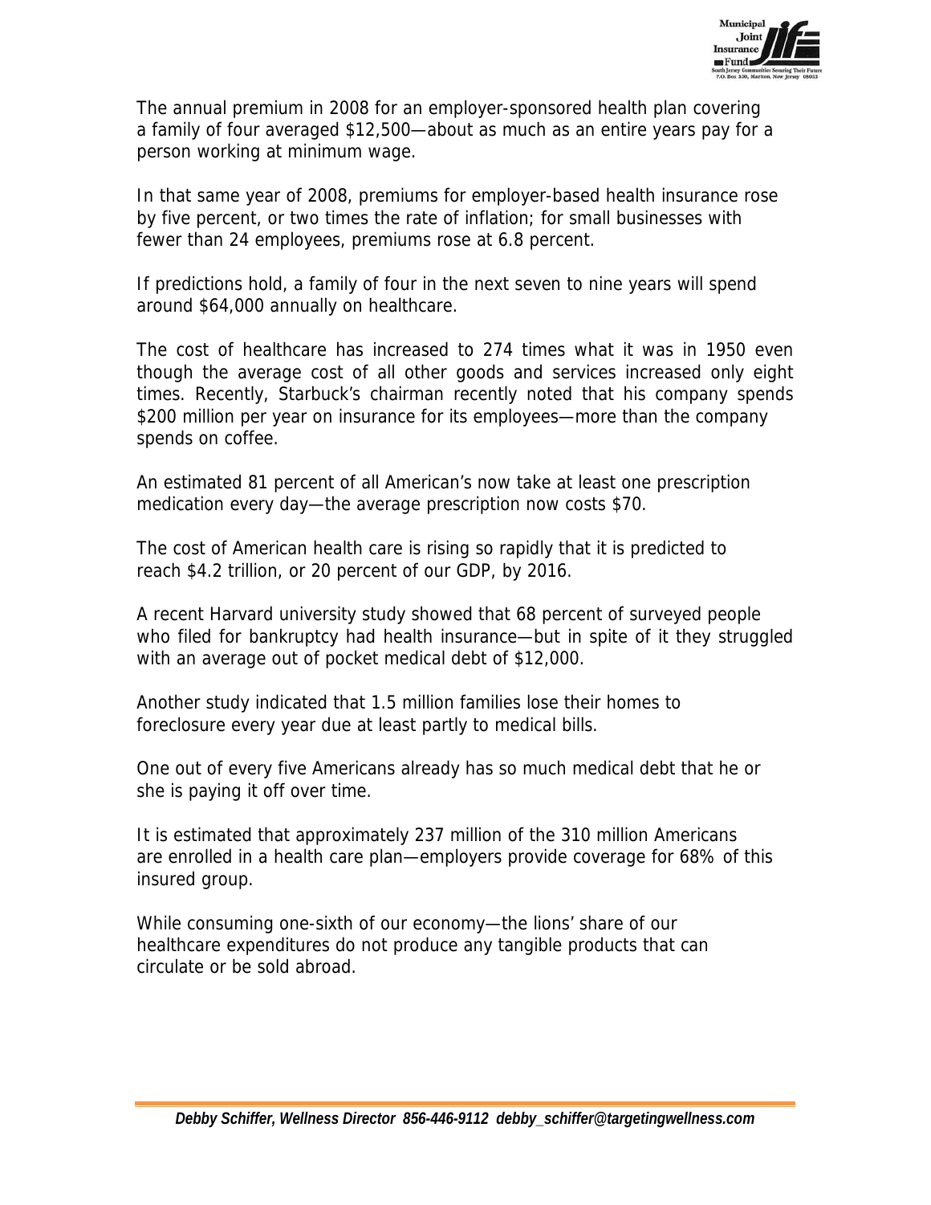The annual premium in 2008 for an employer-sponsored health plan covering a family of four averaged $12,500—about as much as an entire years pay for a person working at minimum wage.

In that same year of 2008, premiums for employer-based health insurance rose by five percent, or two times the rate of inflation; for small businesses with fewer than 24 employees, premiums rose at 6.8 percent.

If predictions hold, a family of four in the next seven to nine years will spend around $64,000 annually on healthcare.

The cost of healthcare has increased to 274 times what it was in 1950 even though the average cost of all other goods and services increased only eight times. Recently, Starbuck's chairman recently noted that his company spends $200 million per year on insurance for its employees—more than the company spends on coffee.

An estimated 81 percent of all American's now take at least one prescription medication every day—the average prescription now costs $70.

The cost of American health care is rising so rapidly that it is predicted to reach $4.2 trillion, or 20 percent of our GDP, by 2016.

A recent Harvard university study showed that 68 percent of surveyed people who filed for bankruptcy had health insurance—but in spite of it they struggled with an average out of pocket medical debt of $12,000.

Another study indicated that 1.5 million families lose their homes to foreclosure every year due at least partly to medical bills.

One out of every five Americans already has so much medical debt that he or she is paying it off over time.

It is estimated that approximately 237 million of the 310 million Americans are enrolled in a health care plan—employers provide coverage for 68% of this insured group.

While consuming one-sixth of our economy—the lions' share of our healthcare expenditures do not produce any tangible products that can circulate or be sold abroad.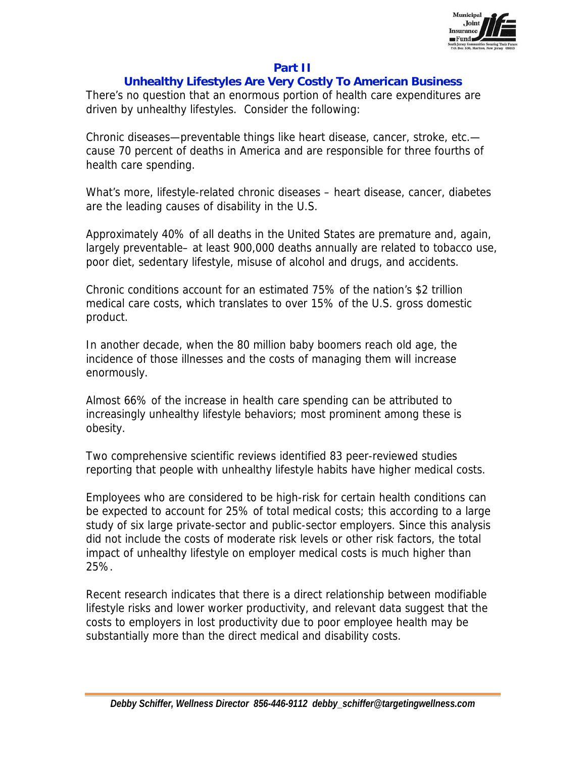## Part II

## Unhealthy Lifestyles Are Very Costly To American Business

There's no question that an enormous portion of health care expenditures are driven by unhealthy lifestyles. Consider the following:

Chronic diseases—preventable things like heart disease, cancer, stroke, etc.—cause 70 percent of deaths in America and are responsible for three fourths of health care spending.

What's more, lifestyle-related chronic diseases – heart disease, cancer, diabetes are the leading causes of disability in the U.S.

Approximately 40% of all deaths in the United States are premature and, again, largely preventable– at least 900,000 deaths annually are related to tobacco use, poor diet, sedentary lifestyle, misuse of alcohol and drugs, and accidents.

Chronic conditions account for an estimated 75% of the nation's $2 trillion medical care costs, which translates to over 15% of the U.S. gross domestic product.

In another decade, when the 80 million baby boomers reach old age, the incidence of those illnesses and the costs of managing them will increase enormously.

Almost 66% of the increase in health care spending can be attributed to increasingly unhealthy lifestyle behaviors; most prominent among these is obesity.

Two comprehensive scientific reviews identified 83 peer-reviewed studies reporting that people with unhealthy lifestyle habits have higher medical costs.

Employees who are considered to be high-risk for certain health conditions can be expected to account for 25% of total medical costs; this according to a large study of six large private-sector and public-sector employers. Since this analysis did not include the costs of moderate risk levels or other risk factors, the total impact of unhealthy lifestyle on employer medical costs is much higher than 25%.

Recent research indicates that there is a direct relationship between modifiable lifestyle risks and lower worker productivity, and relevant data suggest that the costs to employers in lost productivity due to poor employee health may be substantially more than the direct medical and disability costs.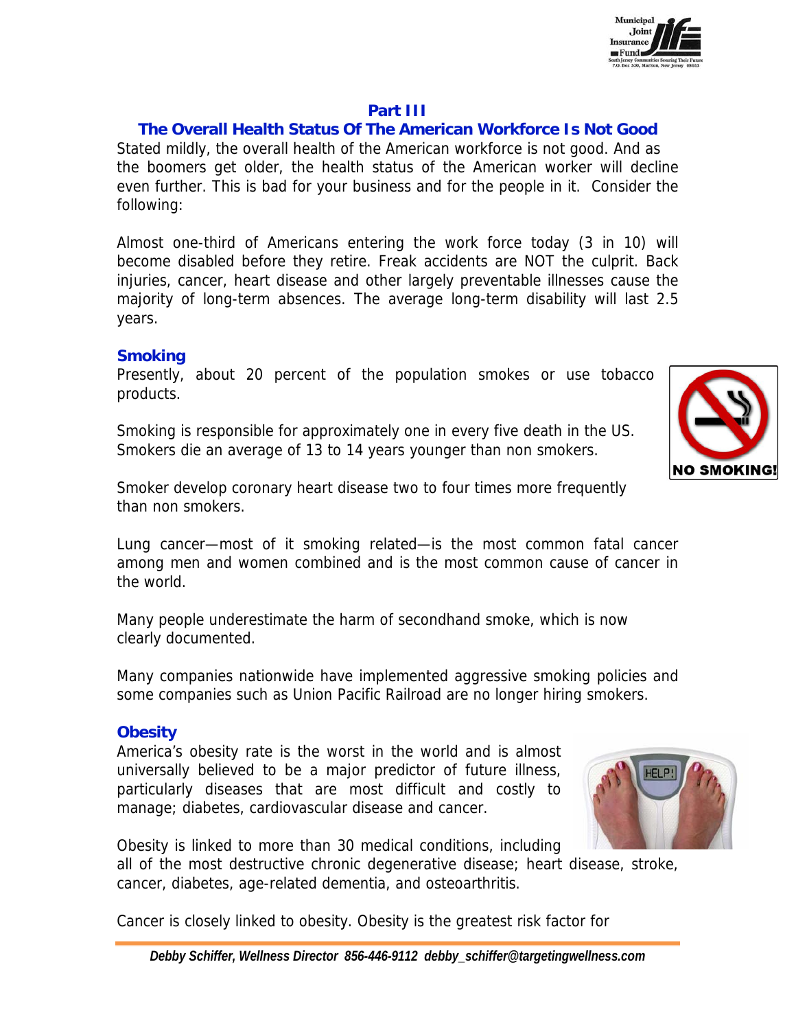## Part III

## The Overall Health Status Of The American Workforce Is Not Good

Stated mildly, the overall health of the American workforce is not good. And as the boomers get older, the health status of the American worker will decline even further. This is bad for your business and for the people in it. Consider the following:

Almost one-third of Americans entering the work force today (3 in 10) will become disabled before they retire. Freak accidents are NOT the culprit. Back injuries, cancer, heart disease and other largely preventable illnesses cause the majority of long-term absences. The average long-term disability will last 2.5 years.

### Smoking

Presently, about 20 percent of the population smokes or use tobacco products.

Smoking is responsible for approximately one in every five death in the US. Smokers die an average of 13 to 14 years younger than non smokers.

Smoker develop coronary heart disease two to four times more frequently than non smokers.

Lung cancer—most of it smoking related—is the most common fatal cancer among men and women combined and is the most common cause of cancer in the world.

Many people underestimate the harm of secondhand smoke, which is now clearly documented.

Many companies nationwide have implemented aggressive smoking policies and some companies such as Union Pacific Railroad are no longer hiring smokers.

### Obesity

America's obesity rate is the worst in the world and is almost universally believed to be a major predictor of future illness, particularly diseases that are most difficult and costly to manage; diabetes, cardiovascular disease and cancer.

Obesity is linked to more than 30 medical conditions, including all of the most destructive chronic degenerative disease; heart disease, stroke, cancer, diabetes, age-related dementia, and osteoarthritis.

Cancer is closely linked to obesity. Obesity is the greatest risk factor for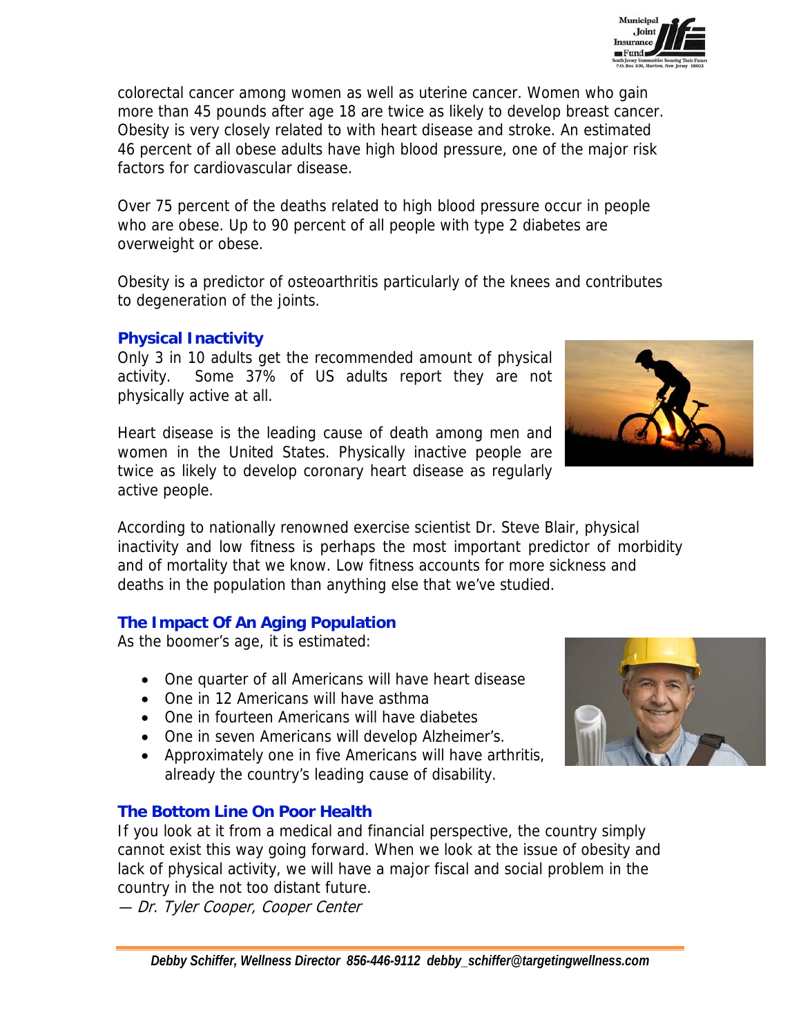colorectal cancer among women as well as uterine cancer. Women who gain more than 45 pounds after age 18 are twice as likely to develop breast cancer. Obesity is very closely related to with heart disease and stroke. An estimated 46 percent of all obese adults have high blood pressure, one of the major risk factors for cardiovascular disease.

Over 75 percent of the deaths related to high blood pressure occur in people who are obese. Up to 90 percent of all people with type 2 diabetes are overweight or obese.

Obesity is a predictor of osteoarthritis particularly of the knees and contributes to degeneration of the joints.

### Physical Inactivity

Only 3 in 10 adults get the recommended amount of physical activity. Some 37% of US adults report they are not physically active at all.

Heart disease is the leading cause of death among men and women in the United States. Physically inactive people are twice as likely to develop coronary heart disease as regularly active people.

According to nationally renowned exercise scientist Dr. Steve Blair, physical inactivity and low fitness is perhaps the most important predictor of morbidity and of mortality that we know. Low fitness accounts for more sickness and deaths in the population than anything else that we've studied.

### The Impact Of An Aging Population

As the boomer's age, it is estimated:

- One quarter of all Americans will have heart disease
- One in 12 Americans will have asthma
- One in fourteen Americans will have diabetes
- One in seven Americans will develop Alzheimer's.
- Approximately one in five Americans will have arthritis, already the country's leading cause of disability.

### The Bottom Line On Poor Health

If you look at it from a medical and financial perspective, the country simply cannot exist this way going forward. When we look at the issue of obesity and lack of physical activity, we will have a major fiscal and social problem in the country in the not too distant future.

*— Dr. Tyler Cooper, Cooper Center*

**Debby Schiffer, Wellness Director 856-446-9112 debby_schiffer@targetingwellness.com**